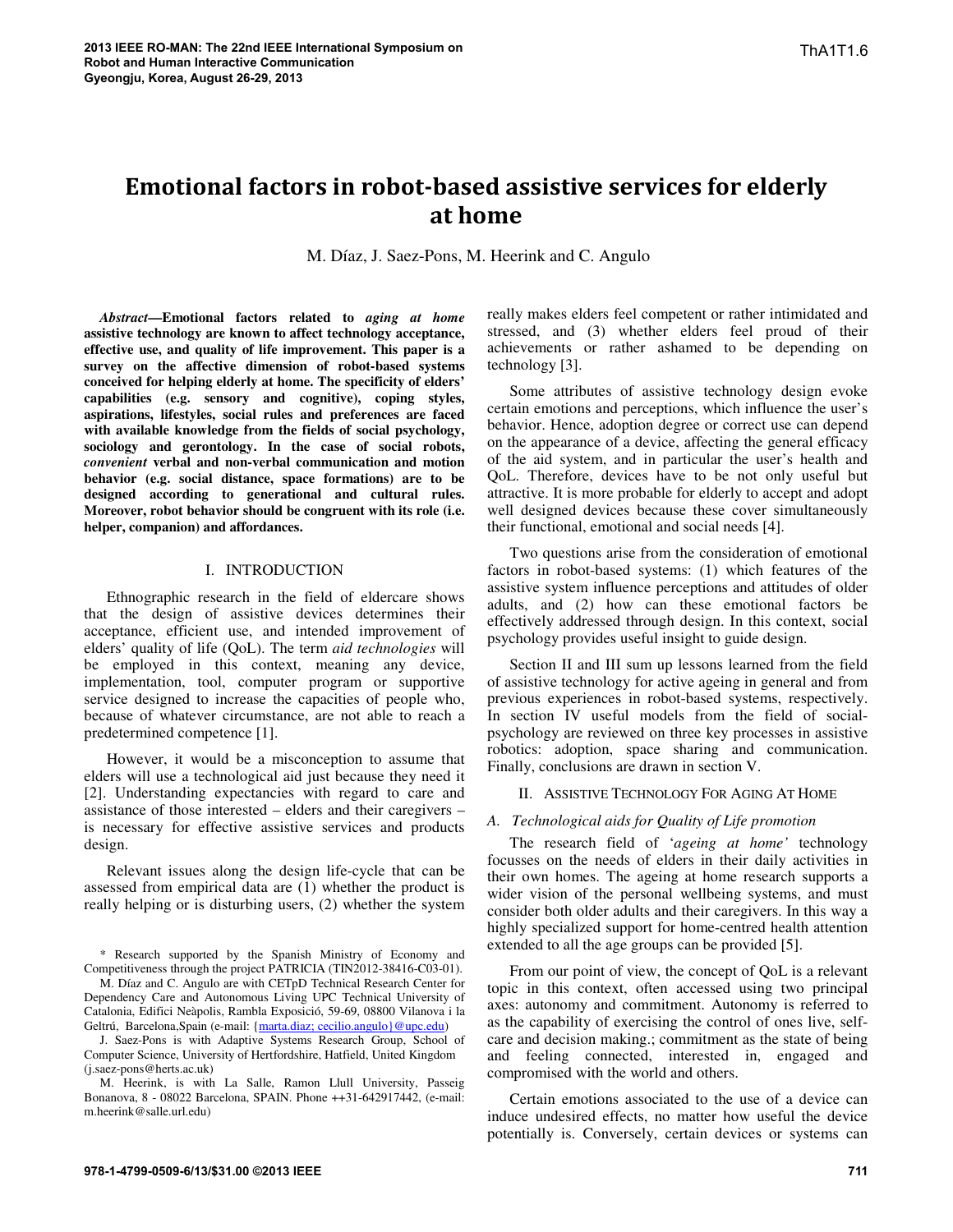# Emotional factors in robot-based assistive services for elderly at home

M. Díaz, J. Saez-Pons, M. Heerink and C. Angulo

***Abstract*—Emotional factors related to *aging at home* assistive technology are known to affect technology acceptance, effective use, and quality of life improvement. This paper is a survey on the affective dimension of robot-based systems conceived for helping elderly at home. The specificity of elders' capabilities (e.g. sensory and cognitive), coping styles, aspirations, lifestyles, social rules and preferences are faced with available knowledge from the fields of social psychology, sociology and gerontology. In the case of social robots, *convenient* verbal and non-verbal communication and motion behavior (e.g. social distance, space formations) are to be designed according to generational and cultural rules. Moreover, robot behavior should be congruent with its role (i.e. helper, companion) and affordances.**

## I. INTRODUCTION

Ethnographic research in the field of eldercare shows that the design of assistive devices determines their acceptance, efficient use, and intended improvement of elders' quality of life (QoL). The term *aid technologies* will be employed in this context, meaning any device, implementation, tool, computer program or supportive service designed to increase the capacities of people who, because of whatever circumstance, are not able to reach a predetermined competence [1].

However, it would be a misconception to assume that elders will use a technological aid just because they need it [2]. Understanding expectancies with regard to care and assistance of those interested – elders and their caregivers – is necessary for effective assistive services and products design.

Relevant issues along the design life-cycle that can be assessed from empirical data are (1) whether the product is really helping or is disturbing users, (2) whether the system really makes elders feel competent or rather intimidated and stressed, and (3) whether elders feel proud of their achievements or rather ashamed to be depending on technology [3].

Some attributes of assistive technology design evoke certain emotions and perceptions, which influence the user's behavior. Hence, adoption degree or correct use can depend on the appearance of a device, affecting the general efficacy of the aid system, and in particular the user's health and QoL. Therefore, devices have to be not only useful but attractive. It is more probable for elderly to accept and adopt well designed devices because these cover simultaneously their functional, emotional and social needs [4].

Two questions arise from the consideration of emotional factors in robot-based systems: (1) which features of the assistive system influence perceptions and attitudes of older adults, and (2) how can these emotional factors be effectively addressed through design. In this context, social psychology provides useful insight to guide design.

Section II and III sum up lessons learned from the field of assistive technology for active ageing in general and from previous experiences in robot-based systems, respectively. In section IV useful models from the field of social-psychology are reviewed on three key processes in assistive robotics: adoption, space sharing and communication. Finally, conclusions are drawn in section V.

## II. ASSISTIVE TECHNOLOGY FOR AGING AT HOME

### *A. Technological aids for Quality of Life promotion*

The research field of '*ageing at home*' technology focusses on the needs of elders in their daily activities in their own homes. The ageing at home research supports a wider vision of the personal wellbeing systems, and must consider both older adults and their caregivers. In this way a highly specialized support for home-centred health attention extended to all the age groups can be provided [5].

From our point of view, the concept of QoL is a relevant topic in this context, often accessed using two principal axes: autonomy and commitment. Autonomy is referred to as the capability of exercising the control of ones live, self-care and decision making.; commitment as the state of being and feeling connected, interested in, engaged and compromised with the world and others.

Certain emotions associated to the use of a device can induce undesired effects, no matter how useful the device potentially is. Conversely, certain devices or systems can

\* Research supported by the Spanish Ministry of Economy and Competitiveness through the project PATRICIA (TIN2012-38416-C03-01).

M. Díaz and C. Angulo are with CETpD Technical Research Center for Dependency Care and Autonomous Living UPC Technical University of Catalonia, Edifici Neàpolis, Rambla Exposició, 59-69, 08800 Vilanova i la Geltrú, Barcelona,Spain (e-mail: {marta.diaz; cecilio.angulo}@upc.edu)

J. Saez-Pons is with Adaptive Systems Research Group, School of Computer Science, University of Hertfordshire, Hatfield, United Kingdom (j.saez-pons@herts.ac.uk)

M. Heerink, is with La Salle, Ramon Llull University, Passeig Bonanova, 8 - 08022 Barcelona, SPAIN. Phone ++31-642917442, (e-mail: m.heerink@salle.url.edu)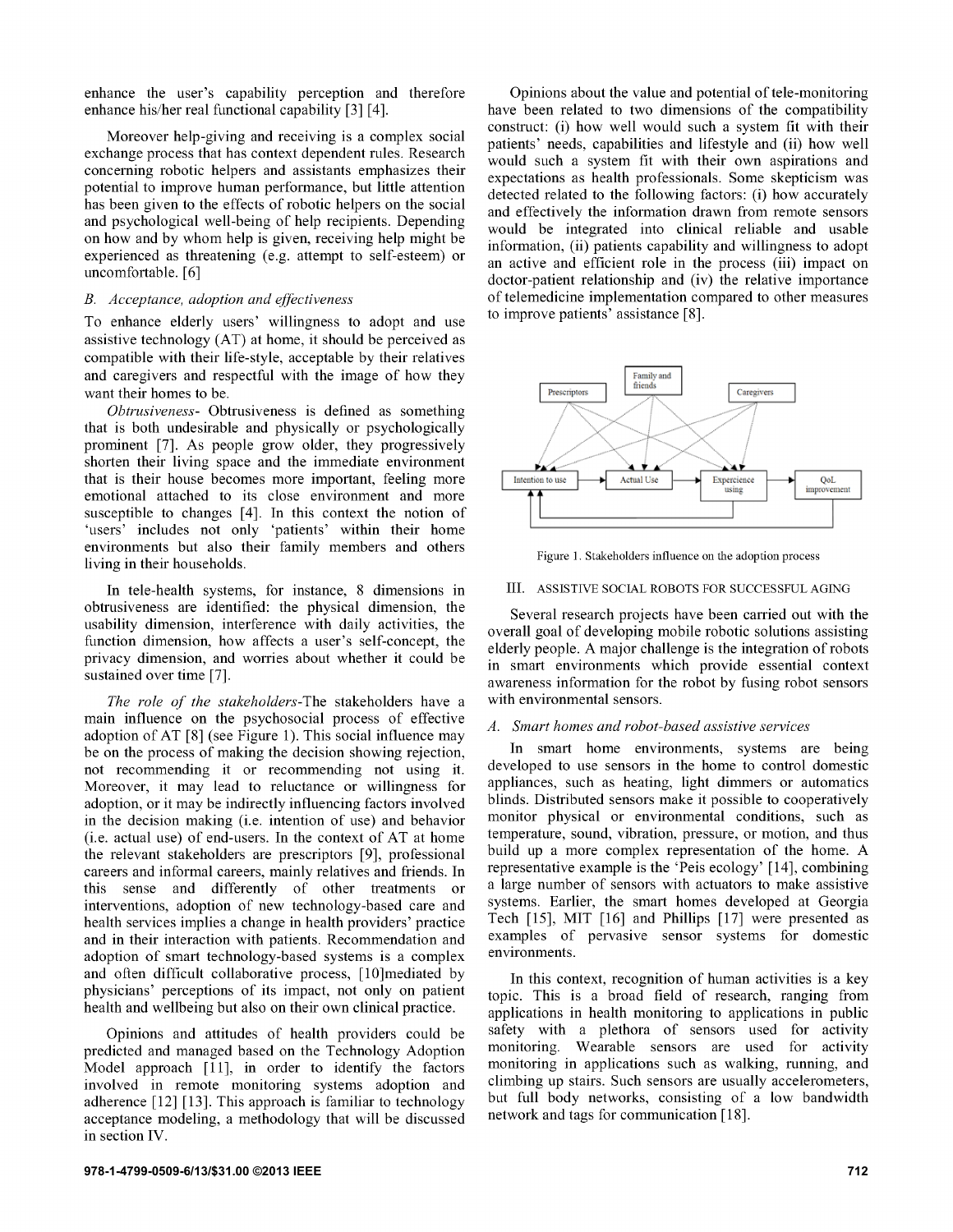enhance the user's capability perception and therefore enhance his/her real functional capability [3] [4].

Moreover help-giving and receiving is a complex social exchange process that has context dependent rules. Research concerning robotic helpers and assistants emphasizes their potential to improve human performance, but little attention has been given to the effects of robotic helpers on the social and psychological well-being of help recipients. Depending on how and by whom help is given, receiving help might be experienced as threatening (e.g. attempt to self-esteem) or uncomfortable. [6]

### B. Acceptance, adoption and effectiveness

To enhance elderly users' willingness to adopt and use assistive technology (AT) at home, it should be perceived as compatible with their life-style, acceptable by their relatives and caregivers and respectful with the image of how they want their homes to be.

*Obtrusiveness-* Obtrusiveness is defined as something that is both undesirable and physically or psychologically prominent [7]. As people grow older, they progressively shorten their living space and the immediate environment that is their house becomes more important, feeling more emotional attached to its close environment and more susceptible to changes [4]. In this context the notion of 'users' includes not only 'patients' within their home environments but also their family members and others living in their households.

In tele-health systems, for instance, 8 dimensions in obtrusiveness are identified: the physical dimension, the usability dimension, interference with daily activities, the function dimension, how affects a user's self-concept, the privacy dimension, and worries about whether it could be sustained over time [7].

*The role of the stakeholders-*The stakeholders have a main influence on the psychosocial process of effective adoption of AT [8] (see Figure 1). This social influence may be on the process of making the decision showing rejection, not recommending it or recommending not using it. Moreover, it may lead to reluctance or willingness for adoption, or it may be indirectly influencing factors involved in the decision making (i.e. intention of use) and behavior (i.e. actual use) of end-users. In the context of AT at home the relevant stakeholders are prescriptors [9], professional careers and informal careers, mainly relatives and friends. In this sense and differently of other treatments or interventions, adoption of new technology-based care and health services implies a change in health providers' practice and in their interaction with patients. Recommendation and adoption of smart technology-based systems is a complex and often difficult collaborative process, [10]mediated by physicians' perceptions of its impact, not only on patient health and wellbeing but also on their own clinical practice.

Opinions and attitudes of health providers could be predicted and managed based on the Technology Adoption Model approach [11], in order to identify the factors involved in remote monitoring systems adoption and adherence [12] [13]. This approach is familiar to technology acceptance modeling, a methodology that will be discussed in section IV.

Opinions about the value and potential of tele-monitoring have been related to two dimensions of the compatibility construct: (i) how well would such a system fit with their patients' needs, capabilities and lifestyle and (ii) how well would such a system fit with their own aspirations and expectations as health professionals. Some skepticism was detected related to the following factors: (i) how accurately and effectively the information drawn from remote sensors would be integrated into clinical reliable and usable information, (ii) patients capability and willingness to adopt an active and efficient role in the process (iii) impact on doctor-patient relationship and (iv) the relative importance of telemedicine implementation compared to other measures to improve patients' assistance [8].

Prescriptors

Family and friends

Caregivers

Intention to use

Actual Use

Experience using

QoL improvement

Figure 1. Stakeholders influence on the adoption process

## III. ASSISTIVE SOCIAL ROBOTS FOR SUCCESSFUL AGING

Several research projects have been carried out with the overall goal of developing mobile robotic solutions assisting elderly people. A major challenge is the integration of robots in smart environments which provide essential context awareness information for the robot by fusing robot sensors with environmental sensors.

### A. Smart homes and robot-based assistive services

In smart home environments, systems are being developed to use sensors in the home to control domestic appliances, such as heating, light dimmers or automatics blinds. Distributed sensors make it possible to cooperatively monitor physical or environmental conditions, such as temperature, sound, vibration, pressure, or motion, and thus build up a more complex representation of the home. A representative example is the 'Peis ecology' [14], combining a large number of sensors with actuators to make assistive systems. Earlier, the smart homes developed at Georgia Tech [15], MIT [16] and Phillips [17] were presented as examples of pervasive sensor systems for domestic environments.

In this context, recognition of human activities is a key topic. This is a broad field of research, ranging from applications in health monitoring to applications in public safety with a plethora of sensors used for activity monitoring. Wearable sensors are used for activity monitoring in applications such as walking, running, and climbing up stairs. Such sensors are usually accelerometers, but full body networks, consisting of a low bandwidth network and tags for communication [18].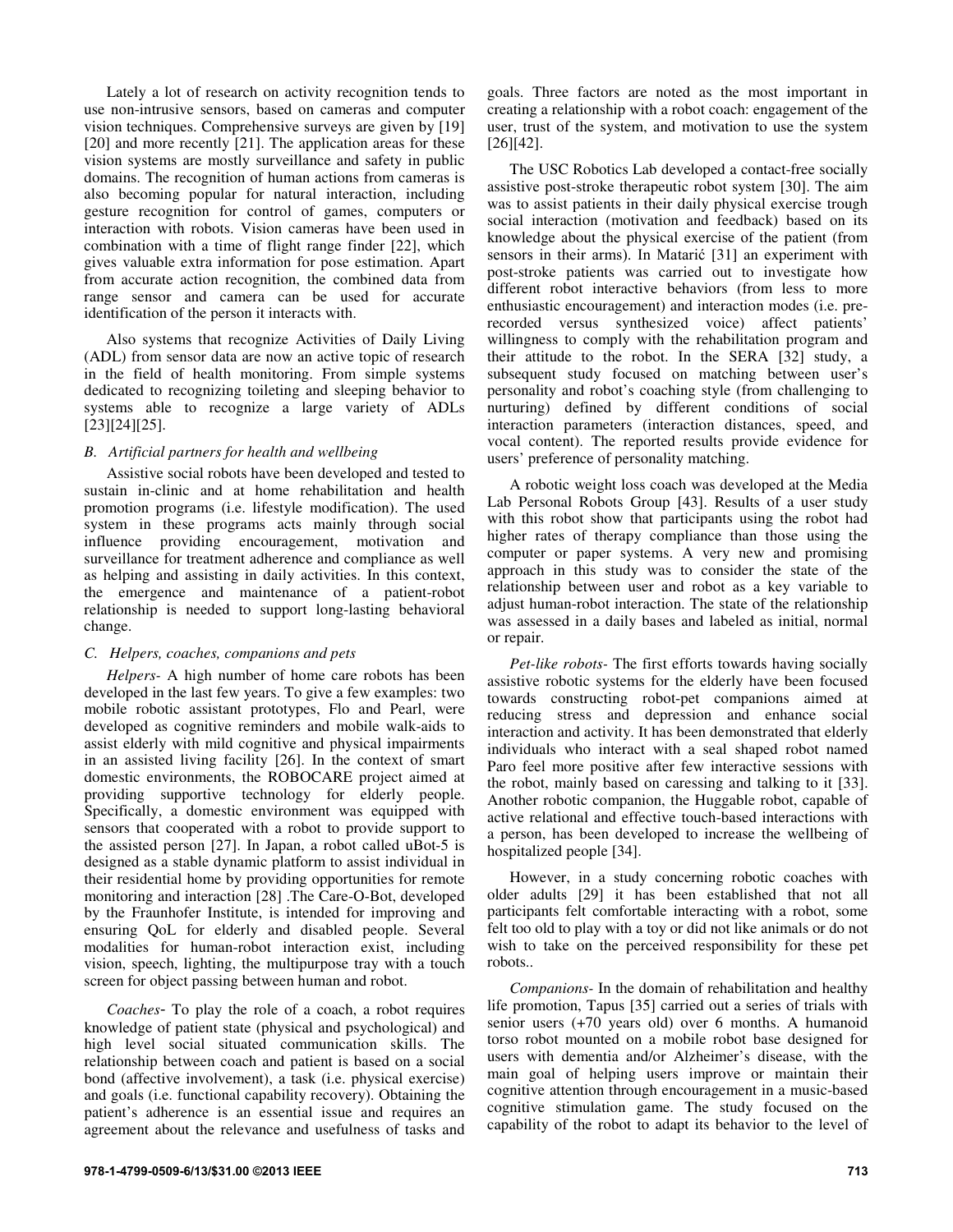Lately a lot of research on activity recognition tends to use non-intrusive sensors, based on cameras and computer vision techniques. Comprehensive surveys are given by [19] [20] and more recently [21]. The application areas for these vision systems are mostly surveillance and safety in public domains. The recognition of human actions from cameras is also becoming popular for natural interaction, including gesture recognition for control of games, computers or interaction with robots. Vision cameras have been used in combination with a time of flight range finder [22], which gives valuable extra information for pose estimation. Apart from accurate action recognition, the combined data from range sensor and camera can be used for accurate identification of the person it interacts with.

Also systems that recognize Activities of Daily Living (ADL) from sensor data are now an active topic of research in the field of health monitoring. From simple systems dedicated to recognizing toileting and sleeping behavior to systems able to recognize a large variety of ADLs [23][24][25].

### *B. Artificial partners for health and wellbeing*

Assistive social robots have been developed and tested to sustain in-clinic and at home rehabilitation and health promotion programs (i.e. lifestyle modification). The used system in these programs acts mainly through social influence providing encouragement, motivation and surveillance for treatment adherence and compliance as well as helping and assisting in daily activities. In this context, the emergence and maintenance of a patient-robot relationship is needed to support long-lasting behavioral change.

### *C. Helpers, coaches, companions and pets*

*Helpers-* A high number of home care robots has been developed in the last few years. To give a few examples: two mobile robotic assistant prototypes, Flo and Pearl, were developed as cognitive reminders and mobile walk-aids to assist elderly with mild cognitive and physical impairments in an assisted living facility [26]. In the context of smart domestic environments, the ROBOCARE project aimed at providing supportive technology for elderly people. Specifically, a domestic environment was equipped with sensors that cooperated with a robot to provide support to the assisted person [27]. In Japan, a robot called uBot-5 is designed as a stable dynamic platform to assist individual in their residential home by providing opportunities for remote monitoring and interaction [28] .The Care-O-Bot, developed by the Fraunhofer Institute, is intended for improving and ensuring QoL for elderly and disabled people. Several modalities for human-robot interaction exist, including vision, speech, lighting, the multipurpose tray with a touch screen for object passing between human and robot.

*Coaches-* To play the role of a coach, a robot requires knowledge of patient state (physical and psychological) and high level social situated communication skills. The relationship between coach and patient is based on a social bond (affective involvement), a task (i.e. physical exercise) and goals (i.e. functional capability recovery). Obtaining the patient's adherence is an essential issue and requires an agreement about the relevance and usefulness of tasks and goals. Three factors are noted as the most important in creating a relationship with a robot coach: engagement of the user, trust of the system, and motivation to use the system [26][42].

The USC Robotics Lab developed a contact-free socially assistive post-stroke therapeutic robot system [30]. The aim was to assist patients in their daily physical exercise trough social interaction (motivation and feedback) based on its knowledge about the physical exercise of the patient (from sensors in their arms). In Matarić [31] an experiment with post-stroke patients was carried out to investigate how different robot interactive behaviors (from less to more enthusiastic encouragement) and interaction modes (i.e. pre-recorded versus synthesized voice) affect patients' willingness to comply with the rehabilitation program and their attitude to the robot. In the SERA [32] study, a subsequent study focused on matching between user's personality and robot's coaching style (from challenging to nurturing) defined by different conditions of social interaction parameters (interaction distances, speed, and vocal content). The reported results provide evidence for users' preference of personality matching.

A robotic weight loss coach was developed at the Media Lab Personal Robots Group [43]. Results of a user study with this robot show that participants using the robot had higher rates of therapy compliance than those using the computer or paper systems. A very new and promising approach in this study was to consider the state of the relationship between user and robot as a key variable to adjust human-robot interaction. The state of the relationship was assessed in a daily bases and labeled as initial, normal or repair.

*Pet-like robots-* The first efforts towards having socially assistive robotic systems for the elderly have been focused towards constructing robot-pet companions aimed at reducing stress and depression and enhance social interaction and activity. It has been demonstrated that elderly individuals who interact with a seal shaped robot named Paro feel more positive after few interactive sessions with the robot, mainly based on caressing and talking to it [33]. Another robotic companion, the Huggable robot, capable of active relational and effective touch-based interactions with a person, has been developed to increase the wellbeing of hospitalized people [34].

However, in a study concerning robotic coaches with older adults [29] it has been established that not all participants felt comfortable interacting with a robot, some felt too old to play with a toy or did not like animals or do not wish to take on the perceived responsibility for these pet robots..

*Companions-* In the domain of rehabilitation and healthy life promotion, Tapus [35] carried out a series of trials with senior users (+70 years old) over 6 months. A humanoid torso robot mounted on a mobile robot base designed for users with dementia and/or Alzheimer's disease, with the main goal of helping users improve or maintain their cognitive attention through encouragement in a music-based cognitive stimulation game. The study focused on the capability of the robot to adapt its behavior to the level of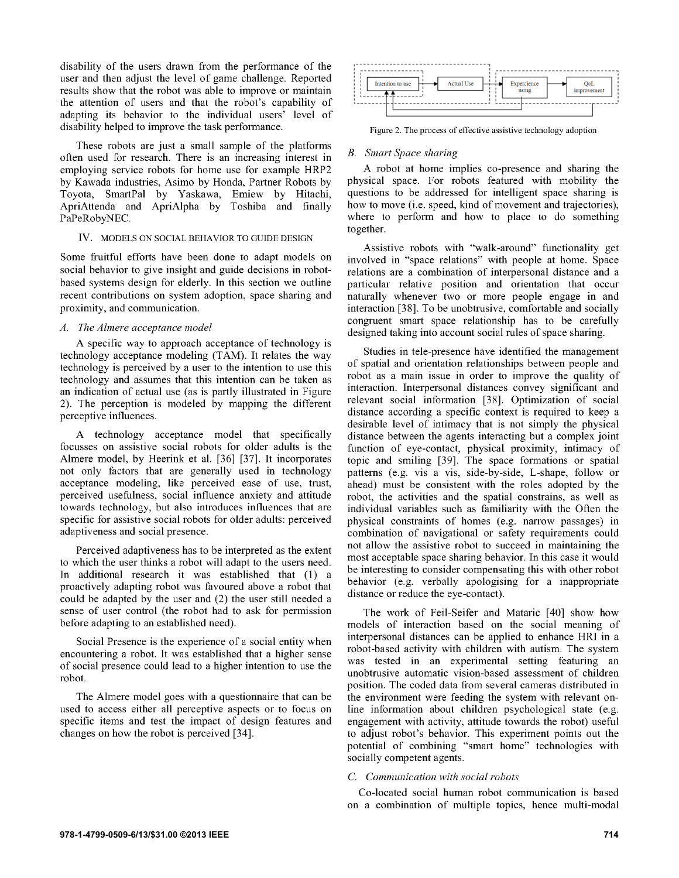disability of the users drawn from the performance of the user and then adjust the level of game challenge. Reported results show that the robot was able to improve or maintain the attention of users and that the robot's capability of adapting its behavior to the individual users' level of disability helped to improve the task performance.

These robots are just a small sample of the platforms often used for research. There is an increasing interest in employing service robots for home use for example HRP2 by Kawada industries, Asimo by Honda, Partner Robots by Toyota, SmartPal by Yaskawa, Emiew by Hitachi, ApriAttenda and ApriAlpha by Toshiba and finally PaPeRobyNEC.

## IV. Models on Social Behavior to Guide Design

Some fruitful efforts have been done to adapt models on social behavior to give insight and guide decisions in robot-based systems design for elderly. In this section we outline recent contributions on system adoption, space sharing and proximity, and communication.

### A. The Almere acceptance model

A specific way to approach acceptance of technology is technology acceptance modeling (TAM). It relates the way technology is perceived by a user to the intention to use this technology and assumes that this intention can be taken as an indication of actual use (as is partly illustrated in Figure 2). The perception is modeled by mapping the different perceptive influences.

A technology acceptance model that specifically focusses on assistive social robots for older adults is the Almere model, by Heerink et al. [36] [37]. It incorporates not only factors that are generally used in technology acceptance modeling, like perceived ease of use, trust, perceived usefulness, social influence anxiety and attitude towards technology, but also introduces influences that are specific for assistive social robots for older adults: perceived adaptiveness and social presence.

Perceived adaptiveness has to be interpreted as the extent to which the user thinks a robot will adapt to the users need. In additional research it was established that (1) a proactively adapting robot was favoured above a robot that could be adapted by the user and (2) the user still needed a sense of user control (the robot had to ask for permission before adapting to an established need).

Social Presence is the experience of a social entity when encountering a robot. It was established that a higher sense of social presence could lead to a higher intention to use the robot.

The Almere model goes with a questionnaire that can be used to access either all perceptive aspects or to focus on specific items and test the impact of design features and changes on how the robot is perceived [34].

Intention to use → Actual Use → Experience using → QoL improvement

Figure 2. The process of effective assistive technology adoption

### B. Smart Space sharing

A robot at home implies co-presence and sharing the physical space. For robots featured with mobility the questions to be addressed for intelligent space sharing is how to move (i.e. speed, kind of movement and trajectories), where to perform and how to place to do something together.

Assistive robots with "walk-around" functionality get involved in "space relations" with people at home. Space relations are a combination of interpersonal distance and a particular relative position and orientation that occur naturally whenever two or more people engage in and interaction [38]. To be unobtrusive, comfortable and socially congruent smart space relationship has to be carefully designed taking into account social rules of space sharing.

Studies in tele-presence have identified the management of spatial and orientation relationships between people and robot as a main issue in order to improve the quality of interaction. Interpersonal distances convey significant and relevant social information [38]. Optimization of social distance according a specific context is required to keep a desirable level of intimacy that is not simply the physical distance between the agents interacting but a complex joint function of eye-contact, physical proximity, intimacy of topic and smiling [39]. The space formations or spatial patterns (e.g. vis a vis, side-by-side, L-shape, follow or ahead) must be consistent with the roles adopted by the robot, the activities and the spatial constrains, as well as individual variables such as familiarity with the Often the physical constraints of homes (e.g. narrow passages) in combination of navigational or safety requirements could not allow the assistive robot to succeed in maintaining the most acceptable space sharing behavior. In this case it would be interesting to consider compensating this with other robot behavior (e.g. verbally apologising for a inappropriate distance or reduce the eye-contact).

The work of Feil-Seifer and Mataric [40] show how models of interaction based on the social meaning of interpersonal distances can be applied to enhance HRI in a robot-based activity with children with autism. The system was tested in an experimental setting featuring an unobtrusive automatic vision-based assessment of children position. The coded data from several cameras distributed in the environment were feeding the system with relevant on-line information about children psychological state (e.g. engagement with activity, attitude towards the robot) useful to adjust robot's behavior. This experiment points out the potential of combining "smart home" technologies with socially competent agents.

### C. Communication with social robots

Co-located social human robot communication is based on a combination of multiple topics, hence multi-modal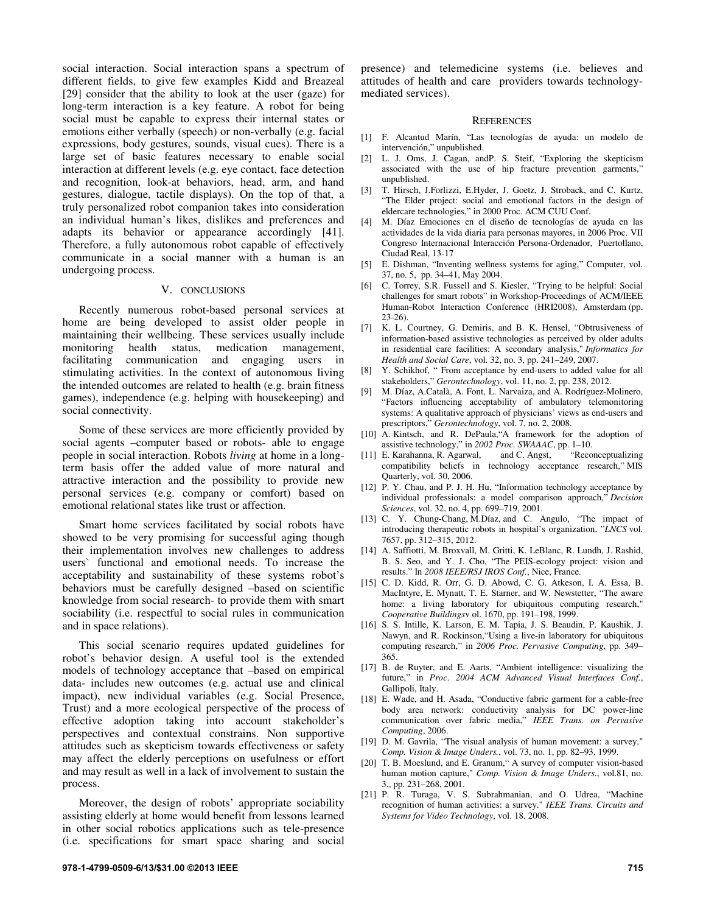social interaction. Social interaction spans a spectrum of different fields, to give few examples Kidd and Breazeal [29] consider that the ability to look at the user (gaze) for long-term interaction is a key feature. A robot for being social must be capable to express their internal states or emotions either verbally (speech) or non-verbally (e.g. facial expressions, body gestures, sounds, visual cues). There is a large set of basic features necessary to enable social interaction at different levels (e.g. eye contact, face detection and recognition, look-at behaviors, head, arm, and hand gestures, dialogue, tactile displays). On the top of that, a truly personalized robot companion takes into consideration an individual human's likes, dislikes and preferences and adapts its behavior or appearance accordingly [41]. Therefore, a fully autonomous robot capable of effectively communicate in a social manner with a human is an undergoing process.

## V. CONCLUSIONS

Recently numerous robot-based personal services at home are being developed to assist older people in maintaining their wellbeing. These services usually include monitoring health status, medication management, facilitating communication and engaging users in stimulating activities. In the context of autonomous living the intended outcomes are related to health (e.g. brain fitness games), independence (e.g. helping with housekeeping) and social connectivity.

Some of these services are more efficiently provided by social agents –computer based or robots- able to engage people in social interaction. Robots *living* at home in a long-term basis offer the added value of more natural and attractive interaction and the possibility to provide new personal services (e.g. company or comfort) based on emotional relational states like trust or affection.

Smart home services facilitated by social robots have showed to be very promising for successful aging though their implementation involves new challenges to address users` functional and emotional needs. To increase the acceptability and sustainability of these systems robot's behaviors must be carefully designed –based on scientific knowledge from social research- to provide them with smart sociability (i.e. respectful to social rules in communication and in space relations).

This social scenario requires updated guidelines for robot's behavior design. A useful tool is the extended models of technology acceptance that –based on empirical data- includes new outcomes (e.g. actual use and clinical impact), new individual variables (e.g. Social Presence, Trust) and a more ecological perspective of the process of effective adoption taking into account stakeholder's perspectives and contextual constrains. Non supportive attitudes such as skepticism towards effectiveness or safety may affect the elderly perceptions on usefulness or effort and may result as well in a lack of involvement to sustain the process.

Moreover, the design of robots' appropriate sociability assisting elderly at home would benefit from lessons learned in other social robotics applications such as tele-presence (i.e. specifications for smart space sharing and social presence) and telemedicine systems (i.e. believes and attitudes of health and care providers towards technology-mediated services).

## REFERENCES

[1] F. Alcantud Marín, "Las tecnologías de ayuda: un modelo de intervención," unpublished.

[2] L. J. Oms, J. Cagan, andP. S. Steif, "Exploring the skepticism associated with the use of hip fracture prevention garments," unpublished.

[3] T. Hirsch, J.Forlizzi, E.Hyder, J. Goetz, J. Stroback, and C. Kurtz, "The Elder project: social and emotional factors in the design of eldercare technologies," in 2000 Proc. ACM CUU Conf.

[4] M. Díaz Emociones en el diseño de tecnologías de ayuda en las actividades de la vida diaria para personas mayores, in 2006 Proc. VII Congreso Internacional Interacción Persona-Ordenador, Puertollano, Ciudad Real, 13-17

[5] E. Dishman, "Inventing wellness systems for aging," Computer, vol. 37, no. 5, pp. 34–41, May 2004.

[6] C. Torrey, S.R. Fussell and S. Kiesler, "Trying to be helpful: Social challenges for smart robots" in Workshop-Proceedings of ACM/IEEE Human-Robot Interaction Conference (HRI2008), Amsterdam (pp. 23-26).

[7] K. L. Courtney, G. Demiris, and B. K. Hensel, "Obtrusiveness of information-based assistive technologies as perceived by older adults in residential care facilities: A secondary analysis," *Informatics for Health and Social Care*, vol. 32, no. 3, pp. 241–249, 2007.

[8] Y. Schikhof, " From acceptance by end-users to added value for all stakeholders," *Gerontechnology*, vol. 11, no. 2, pp. 238, 2012.

[9] M. Díaz, A.Català, A. Font, L. Narvaiza, and A. Rodríguez-Molinero, "Factors influencing acceptability of ambulatory telemonitoring systems: A qualitative approach of physicians' views as end-users and prescriptors," *Gerontechnology*, vol. 7, no. 2, 2008.

[10] A. Kintsch, and R. DePaula,"A framework for the adoption of assistive technology," in *2002 Proc. SWAAAC*, pp. 1–10.

[11] E. Karahanna, R. Agarwal, and C. Angst, "Reconceptualizing compatibility beliefs in technology acceptance research," MIS Quarterly, vol. 30, 2006.

[12] P. Y. Chau, and P. J. H. Hu, "Information technology acceptance by individual professionals: a model comparison approach," *Decision Sciences*, vol. 32, no. 4, pp. 699–719, 2001.

[13] C. Y. Chung-Chang, M.Díaz, and C. Angulo, "The impact of introducing therapeutic robots in hospital's organization, "*LNCS* vol. 7657, pp. 312–315, 2012.

[14] A. Saffiotti, M. Broxvall, M. Gritti, K. LeBlanc, R. Lundh, J. Rashid, B. S. Seo, and Y. J. Cho, "The PEIS-ecology project: vision and results." In *2008 IEEE/RSJ IROS Conf.*, Nice, France.

[15] C. D. Kidd, R. Orr, G. D. Abowd, C. G. Atkeson, I. A. Essa, B. MacIntyre, E. Mynatt, T. E. Starner, and W. Newstetter, "The aware home: a living laboratory for ubiquitous computing research," *Cooperative Buildingsv* ol. 1670, pp. 191–198, 1999.

[16] S. S. Intille, K. Larson, E. M. Tapia, J. S. Beaudin, P. Kaushik, J. Nawyn, and R. Rockinson,"Using a live-in laboratory for ubiquitous computing research," in *2006 Proc. Pervasive Computing*, pp. 349–365.

[17] B. de Ruyter, and E. Aarts, "Ambient intelligence: visualizing the future," in *Proc. 2004 ACM Advanced Visual Interfaces Conf.*, Gallipoli, Italy.

[18] E. Wade, and H. Asada, "Conductive fabric garment for a cable-free body area network: conductivity analysis for DC power-line communication over fabric media," *IEEE Trans. on Pervasive Computing*, 2006.

[19] D. M. Gavrila, "The visual analysis of human movement: a survey," *Comp. Vision & Image Unders.*, vol. 73, no. 1, pp. 82–93, 1999.

[20] T. B. Moeslund, and E. Granum," A survey of computer vision-based human motion capture," *Comp. Vision & Image Unders.*, vol.81, no. 3., pp. 231–268, 2001.

[21] P. R. Turaga, V. S. Subrahmanian, and O. Udrea, "Machine recognition of human activities: a survey." *IEEE Trans. Circuits and Systems for Video Technology*, vol. 18, 2008.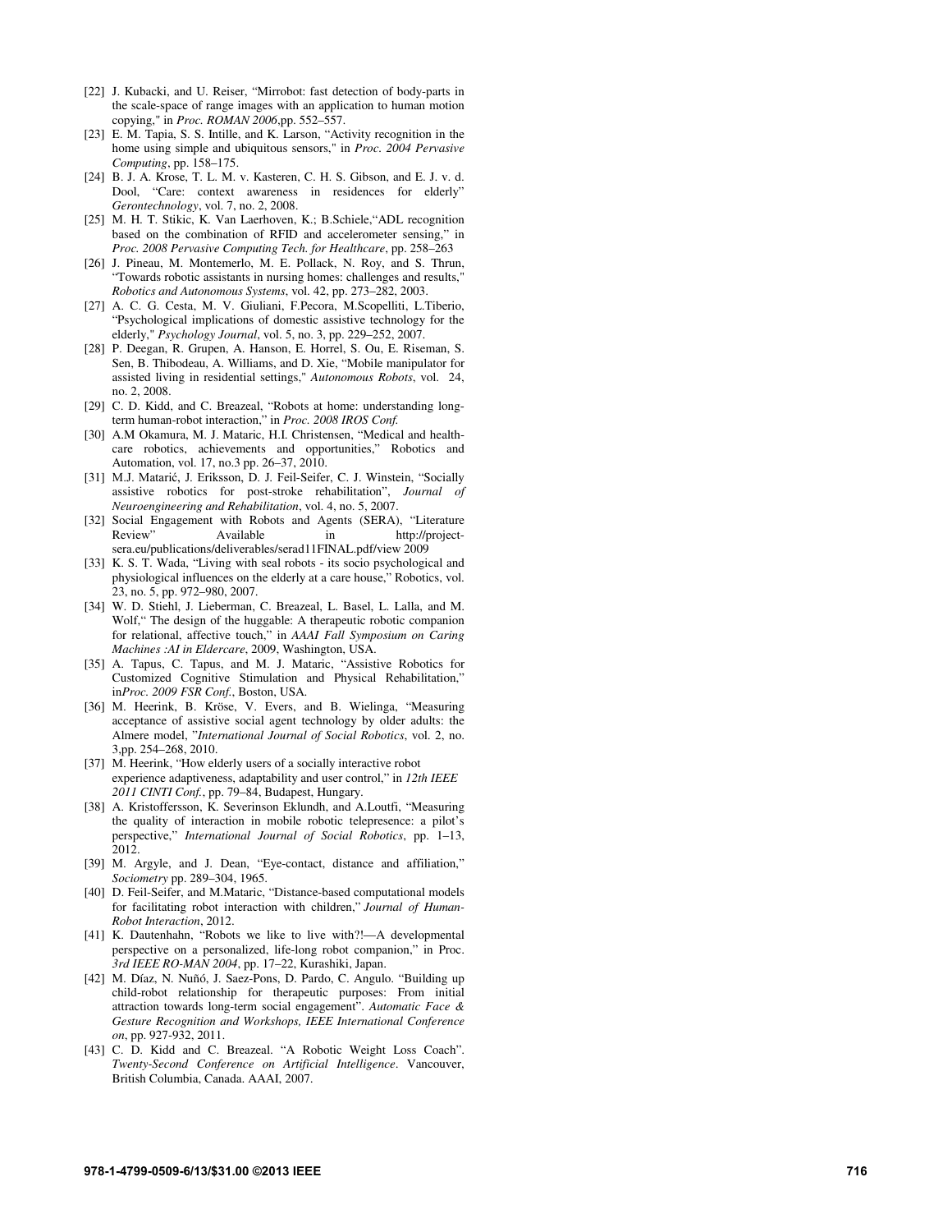[22] J. Kubacki, and U. Reiser, "Mirrobot: fast detection of body-parts in the scale-space of range images with an application to human motion copying," in *Proc. ROMAN 2006*,pp. 552–557.

[23] E. M. Tapia, S. S. Intille, and K. Larson, "Activity recognition in the home using simple and ubiquitous sensors," in *Proc. 2004 Pervasive Computing*, pp. 158–175.

[24] B. J. A. Krose, T. L. M. v. Kasteren, C. H. S. Gibson, and E. J. v. d. Dool, "Care: context awareness in residences for elderly" *Gerontechnology*, vol. 7, no. 2, 2008.

[25] M. H. T. Stikic, K. Van Laerhoven, K.; B.Schiele,"ADL recognition based on the combination of RFID and accelerometer sensing," in *Proc. 2008 Pervasive Computing Tech. for Healthcare*, pp. 258–263

[26] J. Pineau, M. Montemerlo, M. E. Pollack, N. Roy, and S. Thrun, "Towards robotic assistants in nursing homes: challenges and results," *Robotics and Autonomous Systems*, vol. 42, pp. 273–282, 2003.

[27] A. C. G. Cesta, M. V. Giuliani, F.Pecora, M.Scopelliti, L.Tiberio, "Psychological implications of domestic assistive technology for the elderly," *Psychology Journal*, vol. 5, no. 3, pp. 229–252, 2007.

[28] P. Deegan, R. Grupen, A. Hanson, E. Horrel, S. Ou, E. Riseman, S. Sen, B. Thibodeau, A. Williams, and D. Xie, "Mobile manipulator for assisted living in residential settings," *Autonomous Robots*, vol. 24, no. 2, 2008.

[29] C. D. Kidd, and C. Breazeal, "Robots at home: understanding long-term human-robot interaction," in *Proc. 2008 IROS Conf.*

[30] A.M Okamura, M. J. Mataric, H.I. Christensen, "Medical and health-care robotics, achievements and opportunities," Robotics and Automation, vol. 17, no.3 pp. 26–37, 2010.

[31] M.J. Matarić, J. Eriksson, D. J. Feil-Seifer, C. J. Winstein, "Socially assistive robotics for post-stroke rehabilitation", *Journal of Neuroengineering and Rehabilitation*, vol. 4, no. 5, 2007.

[32] Social Engagement with Robots and Agents (SERA), "Literature Review" Available in http://project-sera.eu/publications/deliverables/serad11FINAL.pdf/view 2009

[33] K. S. T. Wada, "Living with seal robots - its socio psychological and physiological influences on the elderly at a care house," Robotics, vol. 23, no. 5, pp. 972–980, 2007.

[34] W. D. Stiehl, J. Lieberman, C. Breazeal, L. Basel, L. Lalla, and M. Wolf," The design of the huggable: A therapeutic robotic companion for relational, affective touch," in *AAAI Fall Symposium on Caring Machines :AI in Eldercare*, 2009, Washington, USA.

[35] A. Tapus, C. Tapus, and M. J. Mataric, "Assistive Robotics for Customized Cognitive Stimulation and Physical Rehabilitation," in*Proc. 2009 FSR Conf.*, Boston, USA.

[36] M. Heerink, B. Kröse, V. Evers, and B. Wielinga, "Measuring acceptance of assistive social agent technology by older adults: the Almere model, "*International Journal of Social Robotics*, vol. 2, no. 3,pp. 254–268, 2010.

[37] M. Heerink, "How elderly users of a socially interactive robot experience adaptiveness, adaptability and user control," in *12th IEEE 2011 CINTI Conf.*, pp. 79–84, Budapest, Hungary.

[38] A. Kristoffersson, K. Severinson Eklundh, and A.Loutfi, "Measuring the quality of interaction in mobile robotic telepresence: a pilot's perspective," *International Journal of Social Robotics*, pp. 1–13, 2012.

[39] M. Argyle, and J. Dean, "Eye-contact, distance and affiliation," *Sociometry* pp. 289–304, 1965.

[40] D. Feil-Seifer, and M.Mataric, "Distance-based computational models for facilitating robot interaction with children," *Journal of Human-Robot Interaction*, 2012.

[41] K. Dautenhahn, "Robots we like to live with?!—A developmental perspective on a personalized, life-long robot companion," in Proc. *3rd IEEE RO-MAN 2004*, pp. 17–22, Kurashiki, Japan.

[42] M. Díaz, N. Nuñó, J. Saez-Pons, D. Pardo, C. Angulo. "Building up child-robot relationship for therapeutic purposes: From initial attraction towards long-term social engagement". *Automatic Face & Gesture Recognition and Workshops, IEEE International Conference on*, pp. 927-932, 2011.

[43] C. D. Kidd and C. Breazeal. "A Robotic Weight Loss Coach". *Twenty-Second Conference on Artificial Intelligence*. Vancouver, British Columbia, Canada. AAAI, 2007.